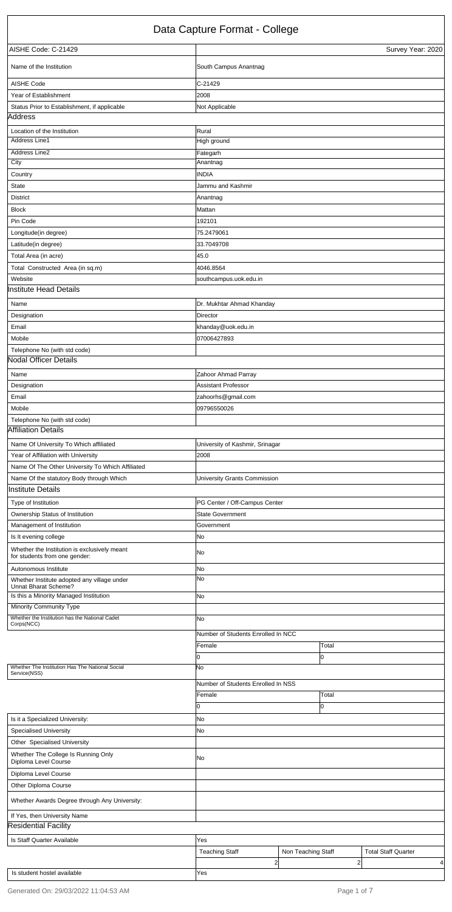# Data Capture Format - College

| AISHE Code: C-21429 | Survey Year: 2020 |
|---|---|
| Name of the Institution | South Campus Anantnag |
| AISHE Code | C-21429 |
| Year of Establishment | 2008 |
| Status Prior to Establishment, if applicable | Not Applicable |

## Address

| | |
|---|---|
| Location of the Institution | Rural |
| Address Line1 | High ground |
| Address Line2 | Fategarh |
| City | Anantnag |
| Country | INDIA |
| State | Jammu and Kashmir |
| District | Anantnag |
| Block | Mattan |
| Pin Code | 192101 |
| Longitude(in degree) | 75.2479061 |
| Latitude(in degree) | 33.7049708 |
| Total Area (in acre) | 45.0 |
| Total Constructed Area (in sq.m) | 4046.8564 |
| Website | southcampus.uok.edu.in |

## Institute Head Details

| | |
|---|---|
| Name | Dr. Mukhtar Ahmad Khanday |
| Designation | Director |
| Email | khanday@uok.edu.in |
| Mobile | 07006427893 |
| Telephone No (with std code) | |

## Nodal Officer Details

| | |
|---|---|
| Name | Zahoor Ahmad Parray |
| Designation | Assistant Professor |
| Email | zahoorhs@gmail.com |
| Mobile | 09796550026 |
| Telephone No (with std code) | |

## Affiliation Details

| | |
|---|---|
| Name Of University To Which affiliated | University of Kashmir, Srinagar |
| Year of Affiliation with University | 2008 |
| Name Of The Other University To Which Affiliated | |
| Name Of the statutory Body through Which | University Grants Commission |

## Institute Details

| | | | |
|---|---|---|---|
| Type of Institution | PG Center / Off-Campus Center | | |
| Ownership Status of Institution | State Government | | |
| Management of Institution | Government | | |
| Is It evening college | No | | |
| Whether the Institution is exclusively meant for students from one gender: | No | | |
| Autonomous Institute | No | | |
| Whether Institute adopted any village under Unnat Bharat Scheme? | No | | |
| Is this a Minority Managed Institution | No | | |
| Minority Community Type | | | |
| Whether the Institution has the National Cadet Corps(NCC) | No | | |
| | Number of Students Enrolled In NCC | | |
| | Female | Total | |
| | 0 | 0 | |
| Whether The Institution Has The National Social Service(NSS) | No | | |
| | Number of Students Enrolled In NSS | | |
| | Female | Total | |
| | 0 | 0 | |
| Is it a Specialized University: | No | | |
| Specialised University | No | | |
| Other Specialised University | | | |
| Whether The College Is Running Only Diploma Level Course | No | | |
| Diploma Level Course | | | |
| Other Diploma Course | | | |
| Whether Awards Degree through Any University: | | | |
| If Yes, then University Name | | | |

## Residential Facility

| | | | |
|---|---|---|---|
| Is Staff Quarter Available | Yes | | |
| | Teaching Staff | Non Teaching Staff | Total Staff Quarter |
| | 2 | 2 | 4 |
| Is student hostel available | Yes | | |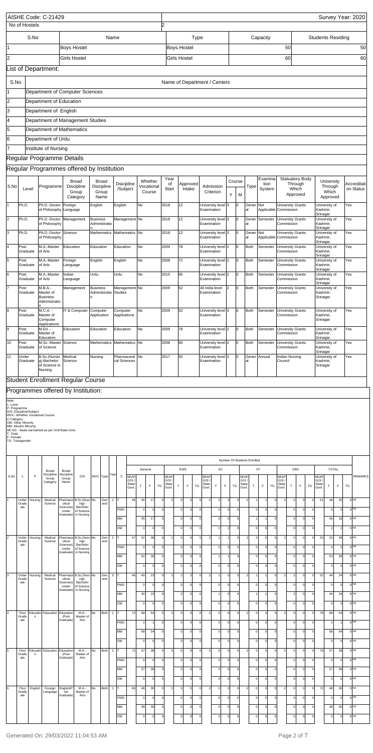AISHE Code: C-21429 Survey Year: 2020

| No of Hostels | 2 |
|---|---|

| S.No | Name | Type | Capacity | Students Residing |
|---|---|---|---|---|
| 1 | Boys Hostel | Boys Hostel | 50 | 50 |
| 2 | Girls Hostel | Girls Hostel | 60 | 60 |

## List of Department:

| S.No | Name of Department / Centers |
|---|---|
| 1 | Department of Computer Sciences |
| 2 | Department of Education |
| 3 | Department of English |
| 4 | Department of Management Studies |
| 5 | Department of Mathematics |
| 6 | Department of Urdu |
| 7 | Institute of Nursing |

## Regular Programme Details

### Regular Programmes offered by Institution

| S.No | Level | Programme | Broad Discipline Group Category | Broad Discipline Group Name | Discipline /Subject | Whether Vocational Course | Year of Start | Approved Intake | Admission Criterion | Course Y | Course M | Type | Examination System | Statuatory Body Through Which Approved | University Through Which Approved | Accreditation Status |
|---|---|---|---|---|---|---|---|---|---|---|---|---|---|---|---|---|
| 1 | Ph.D. | Ph.D.-Doctor of Philosophy | Foreign Language | English | English | No | 2018 | 12 | University level Examination | 3 | 0 | General | Not Applicable | University Grants Commission | University of Kashmir, Srinagar | Yes |
| 2 | Ph.D. | Ph.D.-Doctor of Philosophy | Management | Business Administration | Management | No | 2018 | 12 | University level Examination | 3 | 0 | General | Semester | University Grants Commission | University of Kashmir, Srinagar | Yes |
| 3 | Ph.D. | Ph.D.-Doctor of Philosophy | Science | Mathematics | Mathematics | No | 2018 | 12 | University level Examination | 3 | 0 | General | Not Applicable | University Grants Commission | University of Kashmir, Srinagar | Yes |
| 4 | Post Graduate | M.A.-Master of Arts | Education | Education | Education | No | 2009 | 78 | University level Examination | 2 | 0 | Both | Semester | University Grants Commission | University of Kashmir, Srinagar | Yes |
| 5 | Post Graduate | M.A.-Master of Arts | Foreign Language | English | English | No | 2008 | 72 | University level Examination | 2 | 0 | Both | Semester | University Grants Commission | University of Kashmir, Srinagar | Yes |
| 6 | Post Graduate | M.A.-Master of Arts | Indian Language | Urdu | Urdu | No | 2015 | 65 | University level Examination | 2 | 0 | Both | Semester | University Grants Commission | University of Kashmir, Srinagar | Yes |
| 7 | Post Graduate | M.B.A.-Master of Business Administration | Management | Business Administration | Management Studies | No | 2009 | 52 | All India level Examination | 2 | 0 | Both | Semester | University Grants Commission | University of Kashmir, Srinagar | Yes |
| 8 | Post Graduate | M.C.A. -Master of Computer Applications | IT & Computer | Computer Application | Computer Applications | No | 2009 | 52 | University level Examination | 3 | 0 | Both | Semester | University Grants Commission | University of Kashmir, Srinagar | Yes |
| 9 | Post Graduate | M.Ed. -Master of Education | Education | Education | Education | No | 2009 | 78 | University level Examination | 2 | 0 | Both | Semester | University Grants Commission | University of Kashmir, Srinagar | Yes |
| 10 | Post Graduate | M.Sc.-Master of Science | Science | Mathematics | Mathematics | No | 2008 | 65 | University level Examination | 2 | 0 | Both | Semester | University Grants Commission | University of Kashmir, Srinagar | Yes |
| 11 | Under Graduate | B.Sc.(Nursing)-Bachelor of Science in Nursing | Medical Science | Nursing | Pharmaceutical Sciences | No | 2017 | 50 | University level Examination | 3 | 0 | General | Annual | Indian Nursing Council | University of Kashmir, Srinagar | Yes |

## Student Enrollment Regular Course

### Programmes offered by Institution:

Note-
L- Level
P- Programme
D/S- Discipline/Subject
WVC- Whether Vocational Course
C-Category
OM- Other Minority
MM- Muslim Minority
SE-SG - Seats earmarked as per GOI/State Govt.
T- Total
F- Female
TG- Transgender

Number Of Students Enrolled

| S.No | L | P | Broad Discipline Group Category | Broad Discipline Group Name | D/S | WVC | Type | Year | C | General SEAP GOI/State Govt. | General T | General F | General TG | EWS SEAP GOI/State Govt. | EWS T | EWS F | EWS TG | SC SEAP GOI/State Govt. | SC T | SC F | SC TG | ST SEAP GOI/State Govt. | ST T | ST F | ST TG | OBC SEAP GOI/State Govt. | OBC T | OBC F | OBC TG | TOTAL SEAP GOI/State Govt. | TOTAL T | TOTAL F | TOTAL TG | REMARKS |
|---|---|---|---|---|---|---|---|---|---|---|---|---|---|---|---|---|---|---|---|---|---|---|---|---|---|---|---|---|---|---|---|---|---|---|
| 1 | Under Graduate | Nursing | Medical Science | Pharmaceutical Sciences(Under Graduate) | B.Sc.(Nursing)-Bachelor of Science in Nursing | No | General | 1 | T | 45 | 45 | 17 | 0 | 2 | 0 | 0 | 0 | 2 | 2 | 2 | 0 | 2 | 1 | 1 | 0 | 2 | 0 | 0 | 0 | 51 | 48 | 20 | 0 | NA |
| | | | | | | | | | PWD | | 0 | 0 | 0 | | 0 | 0 | 0 | | 0 | 0 | 0 | | 0 | 0 | 0 | | 0 | 0 | 0 | | 0 | 0 | 0 | NA |
| | | | | | | | | | MM | | 45 | 17 | 0 | | 0 | 0 | 0 | | 0 | 0 | 0 | | 1 | 1 | 0 | | 0 | 0 | 0 | | 46 | 18 | 0 | NA |
| | | | | | | | | | OM | | 0 | 0 | 0 | | 0 | 0 | 0 | | 2 | 2 | 0 | | 0 | 0 | 0 | | 0 | 0 | 0 | | 2 | 2 | 0 | NA |
| 2 | Under Graduate | Nursing | Medical Science | Pharmaceutical Sciences(Under Graduate) | B.Sc.(Nursing)-Bachelor of Science in Nursing | No | General | 2 | T | 47 | 52 | 38 | 0 | 2 | 0 | 0 | 0 | 2 | 1 | 1 | 0 | 2 | 0 | 0 | 0 | 2 | 0 | 0 | 0 | 53 | 53 | 39 | 0 | NA |
| | | | | | | | | | PWD | | 0 | 0 | 0 | | 0 | 0 | 0 | | 0 | 0 | 0 | | 0 | 0 | 0 | | 0 | 0 | 0 | | 0 | 0 | 0 | NA |
| | | | | | | | | | MM | | 52 | 38 | 0 | | 0 | 0 | 0 | | 1 | 1 | 0 | | 0 | 0 | 0 | | 0 | 0 | 0 | | 53 | 39 | 0 | NA |
| | | | | | | | | | OM | | 0 | 0 | 0 | | 0 | 0 | 0 | | 0 | 0 | 0 | | 0 | 0 | 0 | | 0 | 0 | 0 | | 0 | 0 | 0 | NA |
| 3 | Under Graduate | Nursing | Medical Science | Pharmaceutical Sciences(Under Graduate) | B.Sc.(Nursing)-Bachelor of Science in Nursing | No | General | 3 | T | 46 | 40 | 23 | 0 | 2 | 2 | 2 | 0 | 2 | 1 | 0 | 0 | 2 | 1 | 1 | 0 | 2 | 2 | 0 | 0 | 52 | 44 | 24 | 0 | NA |
| | | | | | | | | | PWD | | 0 | 0 | 0 | | 0 | 0 | 0 | | 0 | 0 | 0 | | 0 | 0 | 0 | | 0 | 0 | 0 | | 0 | 0 | 0 | NA |
| | | | | | | | | | MM | | 40 | 23 | 0 | | 2 | 2 | 0 | | 1 | 0 | 0 | | 1 | 1 | 0 | | 2 | 0 | 0 | | 44 | 24 | 0 | NA |
| | | | | | | | | | OM | | 0 | 0 | 0 | | 0 | 0 | 0 | | 0 | 0 | 0 | | 0 | 0 | 0 | | 0 | 0 | 0 | | 0 | 0 | 0 | NA |
| 4 | Post Graduate | Education | Education | Education (Post Graduate) | M.A.-Master of Arts | No | Both | 1 | T | 72 | 68 | 54 | 0 | 2 | 0 | 0 | 0 | 2 | 0 | 0 | 0 | 2 | 0 | 0 | 0 | 2 | 0 | 0 | 0 | 78 | 68 | 54 | 0 | NA |
| | | | | | | | | | PWD | | 2 | 1 | 0 | | 0 | 0 | 0 | | 0 | 0 | 0 | | 0 | 0 | 0 | | 0 | 0 | 0 | | 2 | 1 | 0 | NA |
| | | | | | | | | | MM | | 68 | 54 | 0 | | 0 | 0 | 0 | | 0 | 0 | 0 | | 0 | 0 | 0 | | 0 | 0 | 0 | | 68 | 54 | 0 | NA |
| | | | | | | | | | OM | | 0 | 0 | 0 | | 0 | 0 | 0 | | 0 | 0 | 0 | | 0 | 0 | 0 | | 0 | 0 | 0 | | 0 | 0 | 0 | NA |
| 5 | Post Graduate | Education | Education | Education (Post Graduate) | M.A.-Master of Arts | No | Both | 2 | T | 72 | 57 | 38 | 0 | 2 | 0 | 0 | 0 | 2 | 0 | 0 | 0 | 2 | 0 | 0 | 0 | 2 | 0 | 0 | 0 | 78 | 57 | 38 | 0 | NA |
| | | | | | | | | | PWD | | 0 | 0 | 0 | | 0 | 0 | 0 | | 0 | 0 | 0 | | 0 | 0 | 0 | | 0 | 0 | 0 | | 0 | 0 | 0 | NA |
| | | | | | | | | | MM | | 57 | 38 | 0 | | 0 | 0 | 0 | | 0 | 0 | 0 | | 0 | 0 | 0 | | 0 | 0 | 0 | | 57 | 38 | 0 | NA |
| | | | | | | | | | OM | | 0 | 0 | 0 | | 0 | 0 | 0 | | 0 | 0 | 0 | | 0 | 0 | 0 | | 0 | 0 | 0 | | 0 | 0 | 0 | NA |
| 6 | Post Graduate | English | Foreign Language | English(Post Graduate) | M.A.-Master of Arts | No | Both | 1 | T | 66 | 48 | 30 | 0 | 2 | 0 | 0 | 0 | 2 | 0 | 0 | 0 | 2 | 0 | 0 | 0 | 2 | 0 | 0 | 0 | 72 | 48 | 30 | 0 | NA |
| | | | | | | | | | PWD | | 0 | 0 | 0 | | 0 | 0 | 0 | | 0 | 0 | 0 | | 0 | 0 | 0 | | 0 | 0 | 0 | | 0 | 0 | 0 | NA |
| | | | | | | | | | MM | | 48 | 30 | 0 | | 0 | 0 | 0 | | 0 | 0 | 0 | | 0 | 0 | 0 | | 0 | 0 | 0 | | 48 | 30 | 0 | NA |
| | | | | | | | | | OM | | 0 | 0 | 0 | | 0 | 0 | 0 | | 0 | 0 | 0 | | 0 | 0 | 0 | | 0 | 0 | 0 | | 0 | 0 | 0 | NA |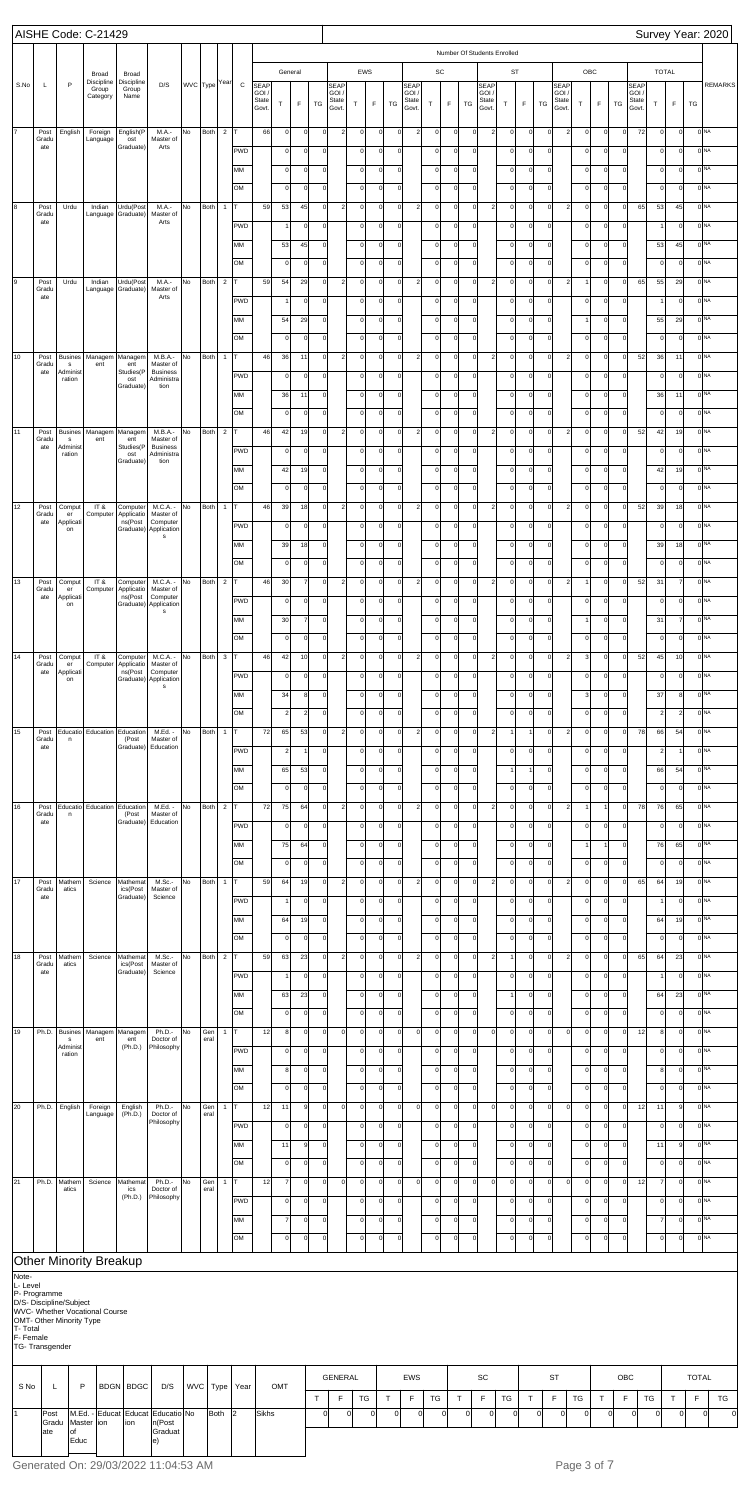AISHE Code: C-21429

Survey Year: 2020

Number Of Students Enrolled

| S.No | L | P | Broad Discipline Group Category | Broad Discipline Group Name | D/S | WVC | Type | Year | C | General | | | | EWS | | | | SC | | | | ST | | | | OBC | | | | TOTAL | | | | REMARKS |
|---|---|---|---|---|---|---|---|---|---|---|---|---|---|---|---|---|---|---|---|---|---|---|---|---|---|---|---|---|---|---|---|---|---|---|
| | | | | | | | | | | SEAP GOI / State Govt. | T | F | TG | SEAP GOI / State Govt. | T | F | TG | SEAP GOI / State Govt. | T | F | TG | SEAP GOI / State Govt. | T | F | TG | SEAP GOI / State Govt. | T | F | TG | SEAP GOI / State Govt. | T | F | TG | |
| 7 | Post Graduate | English | Foreign Language | English(Post Graduate) | M.A.-Master of Arts | No | Both | 2 | T | 66 | 0 | 0 | 0 | 2 | 0 | 0 | 0 | 2 | 0 | 0 | 0 | 2 | 0 | 0 | 0 | 2 | 0 | 0 | 0 | 72 | 0 | 0 | 0 | NA |
| | | | | | | | | | PWD | | 0 | 0 | 0 | | 0 | 0 | 0 | | 0 | 0 | 0 | | 0 | 0 | 0 | | 0 | 0 | 0 | | 0 | 0 | 0 | NA |
| | | | | | | | | | MM | | 0 | 0 | 0 | | 0 | 0 | 0 | | 0 | 0 | 0 | | 0 | 0 | 0 | | 0 | 0 | 0 | | 0 | 0 | 0 | NA |
| | | | | | | | | | OM | | 0 | 0 | 0 | | 0 | 0 | 0 | | 0 | 0 | 0 | | 0 | 0 | 0 | | 0 | 0 | 0 | | 0 | 0 | 0 | NA |
| 8 | Post Graduate | Urdu | Indian Language | Urdu(Post Graduate) | M.A.-Master of Arts | No | Both | 1 | T | 59 | 53 | 45 | 0 | 2 | 0 | 0 | 0 | 2 | 0 | 0 | 0 | 2 | 0 | 0 | 0 | 2 | 0 | 0 | 0 | 65 | 53 | 45 | 0 | NA |
| | | | | | | | | | PWD | | 1 | 0 | 0 | | 0 | 0 | 0 | | 0 | 0 | 0 | | 0 | 0 | 0 | | 0 | 0 | 0 | | 1 | 0 | 0 | NA |
| | | | | | | | | | MM | | 53 | 45 | 0 | | 0 | 0 | 0 | | 0 | 0 | 0 | | 0 | 0 | 0 | | 0 | 0 | 0 | | 53 | 45 | 0 | NA |
| | | | | | | | | | OM | | 0 | 0 | 0 | | 0 | 0 | 0 | | 0 | 0 | 0 | | 0 | 0 | 0 | | 0 | 0 | 0 | | 0 | 0 | 0 | NA |
| 9 | Post Graduate | Urdu | Indian Language | Urdu(Post Graduate) | M.A.-Master of Arts | No | Both | 2 | T | 59 | 54 | 29 | 0 | 2 | 0 | 0 | 0 | 2 | 0 | 0 | 0 | 2 | 0 | 0 | 0 | 2 | 1 | 0 | 0 | 65 | 55 | 29 | 0 | NA |
| | | | | | | | | | PWD | | 1 | 0 | 0 | | 0 | 0 | 0 | | 0 | 0 | 0 | | 0 | 0 | 0 | | 0 | 0 | 0 | | 1 | 0 | 0 | NA |
| | | | | | | | | | MM | | 54 | 29 | 0 | | 0 | 0 | 0 | | 0 | 0 | 0 | | 0 | 0 | 0 | | 1 | 0 | 0 | | 55 | 29 | 0 | NA |
| | | | | | | | | | OM | | 0 | 0 | 0 | | 0 | 0 | 0 | | 0 | 0 | 0 | | 0 | 0 | 0 | | 0 | 0 | 0 | | 0 | 0 | 0 | NA |
| 10 | Post Graduate | Business Administration | Management | Management Studies(Post Graduate) | M.B.A.-Master of Business Administration | No | Both | 1 | T | 46 | 36 | 11 | 0 | 2 | 0 | 0 | 0 | 2 | 0 | 0 | 0 | 2 | 0 | 0 | 0 | 2 | 0 | 0 | 0 | 52 | 36 | 11 | 0 | NA |
| | | | | | | | | | PWD | | 0 | 0 | 0 | | 0 | 0 | 0 | | 0 | 0 | 0 | | 0 | 0 | 0 | | 0 | 0 | 0 | | 0 | 0 | 0 | NA |
| | | | | | | | | | MM | | 36 | 11 | 0 | | 0 | 0 | 0 | | 0 | 0 | 0 | | 0 | 0 | 0 | | 0 | 0 | 0 | | 36 | 11 | 0 | NA |
| | | | | | | | | | OM | | 0 | 0 | 0 | | 0 | 0 | 0 | | 0 | 0 | 0 | | 0 | 0 | 0 | | 0 | 0 | 0 | | 0 | 0 | 0 | NA |
| 11 | Post Graduate | Business Administration | Management | Management Studies(Post Graduate) | M.B.A.-Master of Business Administration | No | Both | 2 | T | 46 | 42 | 19 | 0 | 2 | 0 | 0 | 0 | 2 | 0 | 0 | 0 | 2 | 0 | 0 | 0 | 2 | 0 | 0 | 0 | 52 | 42 | 19 | 0 | NA |
| | | | | | | | | | PWD | | 0 | 0 | 0 | | 0 | 0 | 0 | | 0 | 0 | 0 | | 0 | 0 | 0 | | 0 | 0 | 0 | | 0 | 0 | 0 | NA |
| | | | | | | | | | MM | | 42 | 19 | 0 | | 0 | 0 | 0 | | 0 | 0 | 0 | | 0 | 0 | 0 | | 0 | 0 | 0 | | 42 | 19 | 0 | NA |
| | | | | | | | | | OM | | 0 | 0 | 0 | | 0 | 0 | 0 | | 0 | 0 | 0 | | 0 | 0 | 0 | | 0 | 0 | 0 | | 0 | 0 | 0 | NA |
| 12 | Post Graduate | Computer Applications | IT & Computer | Computer Applications(Post Graduate) | M.C.A.-Master of Computer Applications | No | Both | 1 | T | 46 | 39 | 18 | 0 | 2 | 0 | 0 | 0 | 2 | 0 | 0 | 0 | 2 | 0 | 0 | 0 | 2 | 0 | 0 | 0 | 52 | 39 | 18 | 0 | NA |
| | | | | | | | | | PWD | | 0 | 0 | 0 | | 0 | 0 | 0 | | 0 | 0 | 0 | | 0 | 0 | 0 | | 0 | 0 | 0 | | 0 | 0 | 0 | NA |
| | | | | | | | | | MM | | 39 | 18 | 0 | | 0 | 0 | 0 | | 0 | 0 | 0 | | 0 | 0 | 0 | | 0 | 0 | 0 | | 39 | 18 | 0 | NA |
| | | | | | | | | | OM | | 0 | 0 | 0 | | 0 | 0 | 0 | | 0 | 0 | 0 | | 0 | 0 | 0 | | 0 | 0 | 0 | | 0 | 0 | 0 | NA |
| 13 | Post Graduate | Computer Applications | IT & Computer | Computer Applications(Post Graduate) | M.C.A.-Master of Computer Applications | No | Both | 2 | T | 46 | 30 | 7 | 0 | 2 | 0 | 0 | 0 | 2 | 0 | 0 | 0 | 2 | 0 | 0 | 0 | 2 | 1 | 0 | 0 | 52 | 31 | 7 | 0 | NA |
| | | | | | | | | | PWD | | 0 | 0 | 0 | | 0 | 0 | 0 | | 0 | 0 | 0 | | 0 | 0 | 0 | | 0 | 0 | 0 | | 0 | 0 | 0 | NA |
| | | | | | | | | | MM | | 30 | 7 | 0 | | 0 | 0 | 0 | | 0 | 0 | 0 | | 0 | 0 | 0 | | 1 | 0 | 0 | | 31 | 7 | 0 | NA |
| | | | | | | | | | OM | | 0 | 0 | 0 | | 0 | 0 | 0 | | 0 | 0 | 0 | | 0 | 0 | 0 | | 0 | 0 | 0 | | 0 | 0 | 0 | NA |
| 14 | Post Graduate | Computer Applications | IT & Computer | Computer Applications(Post Graduate) | M.C.A.-Master of Computer Applications | No | Both | 3 | T | 46 | 42 | 10 | 0 | 2 | 0 | 0 | 0 | 2 | 0 | 0 | 0 | 2 | 0 | 0 | 0 | 2 | 3 | 0 | 0 | 52 | 45 | 10 | 0 | NA |
| | | | | | | | | | PWD | | 0 | 0 | 0 | | 0 | 0 | 0 | | 0 | 0 | 0 | | 0 | 0 | 0 | | 0 | 0 | 0 | | 0 | 0 | 0 | NA |
| | | | | | | | | | MM | | 34 | 8 | 0 | | 0 | 0 | 0 | | 0 | 0 | 0 | | 0 | 0 | 0 | | 3 | 0 | 0 | | 37 | 8 | 0 | NA |
| | | | | | | | | | OM | | 2 | 2 | 0 | | 0 | 0 | 0 | | 0 | 0 | 0 | | 0 | 0 | 0 | | 0 | 0 | 0 | | 2 | 2 | 0 | NA |
| 15 | Post Graduate | Education | Education | Education (Post Graduate) | M.Ed.-Master of Education | No | Both | 1 | T | 72 | 65 | 53 | 0 | 2 | 0 | 0 | 0 | 2 | 0 | 0 | 0 | 2 | 1 | 1 | 0 | 2 | 0 | 0 | 0 | 78 | 66 | 54 | 0 | NA |
| | | | | | | | | | PWD | | 2 | 1 | 0 | | 0 | 0 | 0 | | 0 | 0 | 0 | | 0 | 0 | 0 | | 0 | 0 | 0 | | 2 | 1 | 0 | NA |
| | | | | | | | | | MM | | 65 | 53 | 0 | | 0 | 0 | 0 | | 0 | 0 | 0 | | 1 | 1 | 0 | | 0 | 0 | 0 | | 66 | 54 | 0 | NA |
| | | | | | | | | | OM | | 0 | 0 | 0 | | 0 | 0 | 0 | | 0 | 0 | 0 | | 0 | 0 | 0 | | 0 | 0 | 0 | | 0 | 0 | 0 | NA |
| 16 | Post Graduate | Education | Education | Education (Post Graduate) | M.Ed.-Master of Education | No | Both | 2 | T | 72 | 75 | 64 | 0 | 2 | 0 | 0 | 0 | 2 | 0 | 0 | 0 | 2 | 0 | 0 | 0 | 2 | 1 | 1 | 0 | 78 | 76 | 65 | 0 | NA |
| | | | | | | | | | PWD | | 0 | 0 | 0 | | 0 | 0 | 0 | | 0 | 0 | 0 | | 0 | 0 | 0 | | 0 | 0 | 0 | | 0 | 0 | 0 | NA |
| | | | | | | | | | MM | | 75 | 64 | 0 | | 0 | 0 | 0 | | 0 | 0 | 0 | | 0 | 0 | 0 | | 1 | 1 | 0 | | 76 | 65 | 0 | NA |
| | | | | | | | | | OM | | 0 | 0 | 0 | | 0 | 0 | 0 | | 0 | 0 | 0 | | 0 | 0 | 0 | | 0 | 0 | 0 | | 0 | 0 | 0 | NA |
| 17 | Post Graduate | Mathematics | Science | Mathematics(Post Graduate) | M.Sc.-Master of Science | No | Both | 1 | T | 59 | 64 | 19 | 0 | 2 | 0 | 0 | 0 | 2 | 0 | 0 | 0 | 2 | 0 | 0 | 0 | 2 | 0 | 0 | 0 | 65 | 64 | 19 | 0 | NA |
| | | | | | | | | | PWD | | 1 | 0 | 0 | | 0 | 0 | 0 | | 0 | 0 | 0 | | 0 | 0 | 0 | | 0 | 0 | 0 | | 1 | 0 | 0 | NA |
| | | | | | | | | | MM | | 64 | 19 | 0 | | 0 | 0 | 0 | | 0 | 0 | 0 | | 0 | 0 | 0 | | 0 | 0 | 0 | | 64 | 19 | 0 | NA |
| | | | | | | | | | OM | | 0 | 0 | 0 | | 0 | 0 | 0 | | 0 | 0 | 0 | | 0 | 0 | 0 | | 0 | 0 | 0 | | 0 | 0 | 0 | NA |
| 18 | Post Graduate | Mathematics | Science | Mathematics(Post Graduate) | M.Sc.-Master of Science | No | Both | 2 | T | 59 | 63 | 23 | 0 | 2 | 0 | 0 | 0 | 2 | 0 | 0 | 0 | 2 | 1 | 0 | 0 | 2 | 0 | 0 | 0 | 65 | 64 | 23 | 0 | NA |
| | | | | | | | | | PWD | | 1 | 0 | 0 | | 0 | 0 | 0 | | 0 | 0 | 0 | | 0 | 0 | 0 | | 0 | 0 | 0 | | 1 | 0 | 0 | NA |
| | | | | | | | | | MM | | 63 | 23 | 0 | | 0 | 0 | 0 | | 0 | 0 | 0 | | 1 | 0 | 0 | | 0 | 0 | 0 | | 64 | 23 | 0 | NA |
| | | | | | | | | | OM | | 0 | 0 | 0 | | 0 | 0 | 0 | | 0 | 0 | 0 | | 0 | 0 | 0 | | 0 | 0 | 0 | | 0 | 0 | 0 | NA |
| 19 | Ph.D. | Business Administration | Management | Management (Ph.D.) | Ph.D.-Doctor of Philosophy | No | General | 1 | T | 12 | 8 | 0 | 0 | 0 | 0 | 0 | 0 | 0 | 0 | 0 | 0 | 0 | 0 | 0 | 0 | 0 | 0 | 0 | 0 | 12 | 8 | 0 | 0 | NA |
| | | | | | | | | | PWD | | 0 | 0 | 0 | | 0 | 0 | 0 | | 0 | 0 | 0 | | 0 | 0 | 0 | | 0 | 0 | 0 | | 0 | 0 | 0 | NA |
| | | | | | | | | | MM | | 8 | 0 | 0 | | 0 | 0 | 0 | | 0 | 0 | 0 | | 0 | 0 | 0 | | 0 | 0 | 0 | | 8 | 0 | 0 | NA |
| | | | | | | | | | OM | | 0 | 0 | 0 | | 0 | 0 | 0 | | 0 | 0 | 0 | | 0 | 0 | 0 | | 0 | 0 | 0 | | 0 | 0 | 0 | NA |
| 20 | Ph.D. | English | Foreign Language | English (Ph.D.) | Ph.D.-Doctor of Philosophy | No | General | 1 | T | 12 | 11 | 9 | 0 | 0 | 0 | 0 | 0 | 0 | 0 | 0 | 0 | 0 | 0 | 0 | 0 | 0 | 0 | 0 | 0 | 12 | 11 | 9 | 0 | NA |
| | | | | | | | | | PWD | | 0 | 0 | 0 | | 0 | 0 | 0 | | 0 | 0 | 0 | | 0 | 0 | 0 | | 0 | 0 | 0 | | 0 | 0 | 0 | NA |
| | | | | | | | | | MM | | 11 | 9 | 0 | | 0 | 0 | 0 | | 0 | 0 | 0 | | 0 | 0 | 0 | | 0 | 0 | 0 | | 11 | 9 | 0 | NA |
| | | | | | | | | | OM | | 0 | 0 | 0 | | 0 | 0 | 0 | | 0 | 0 | 0 | | 0 | 0 | 0 | | 0 | 0 | 0 | | 0 | 0 | 0 | NA |
| 21 | Ph.D. | Mathematics | Science | Mathematics (Ph.D.) | Ph.D.-Doctor of Philosophy | No | General | 1 | T | 12 | 7 | 0 | 0 | 0 | 0 | 0 | 0 | 0 | 0 | 0 | 0 | 0 | 0 | 0 | 0 | 0 | 0 | 0 | 0 | 12 | 7 | 0 | 0 | NA |
| | | | | | | | | | PWD | | 0 | 0 | 0 | | 0 | 0 | 0 | | 0 | 0 | 0 | | 0 | 0 | 0 | | 0 | 0 | 0 | | 0 | 0 | 0 | NA |
| | | | | | | | | | MM | | 7 | 0 | 0 | | 0 | 0 | 0 | | 0 | 0 | 0 | | 0 | 0 | 0 | | 0 | 0 | 0 | | 7 | 0 | 0 | NA |
| | | | | | | | | | OM | | 0 | 0 | 0 | | 0 | 0 | 0 | | 0 | 0 | 0 | | 0 | 0 | 0 | | 0 | 0 | 0 | | 0 | 0 | 0 | NA |

## Other Minority Breakup

Note-
L- Level
P- Programme
D/S- Discipline/Subject
WVC- Whether Vocational Course
OMT- Other Minority Type
T- Total
F- Female
TG- Transgender

| S No | L | P | BDGN | BDGC | D/S | WVC | Type | Year | OMT | GENERAL | | | EWS | | | SC | | | ST | | | OBC | | | TOTAL | | |
|---|---|---|---|---|---|---|---|---|---|---|---|---|---|---|---|---|---|---|---|---|---|---|---|---|---|---|---|
| | | | | | | | | | | T | F | TG | T | F | TG | T | F | TG | T | F | TG | T | F | TG | T | F | TG |
| 1 | Post Graduate | M.Ed.-Master of Education | Education | Education | Education(Post Graduate) | No | Both | 2 | Sikhs | 0 | 0 | 0 | 0 | 0 | 0 | 0 | 0 | 0 | 0 | 0 | 0 | 0 | 0 | 0 | 0 | 0 | 0 |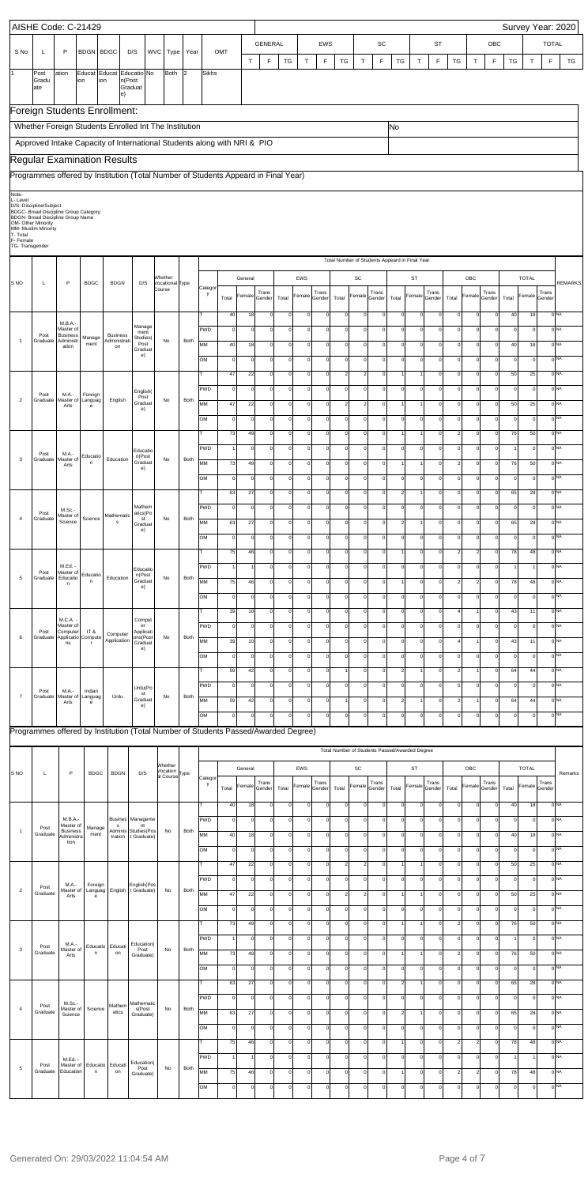AISHE Code: C-21429 | Survey Year: 2020

| S No | L | P | BDGN | BDGC | D/S | WVC | Type | Year | OMT | GENERAL T | GENERAL F | GENERAL TG | EWS T | EWS F | EWS TG | SC T | SC F | SC TG | ST T | ST F | ST TG | OBC T | OBC F | OBC TG | TOTAL T | TOTAL F | TOTAL TG |
|---|---|---|---|---|---|---|---|---|---|---|---|---|---|---|---|---|---|---|---|---|---|---|---|---|---|---|---|
| 1 | Post Graduate | ation | Education | Education | Education(Post Graduate) | No | Both | 2 | Sikhs | | | | | | | | | | | | | | | | | | |

## Foreign Students Enrollment:

Whether Foreign Students Enrolled Int The Institution: No

Approved Intake Capacity of International Students along with NRI & PIO

## Regular Examination Results

## Programmes offered by Institution (Total Number of Students Appeard in Final Year)

Note-
L- Level
D/S- Discipline/Subject
BDGC- Broad Discipline Group Category
BDGN- Broad Discipline Group Name
OM- Other Minority
MM- Muslim Minority
T- Total
F- Female
TG- Transgender

| S NO | L | P | BDGC | BDGN | D/S | Whether Vocational Course | Type | Category | General Total | General Female | General Trans Gender | EWS Total | EWS Female | EWS Trans Gender | SC Total | SC Female | SC Trans Gender | ST Total | ST Female | ST Trans Gender | OBC Total | OBC Female | OBC Trans Gender | TOTAL Total | TOTAL Female | TOTAL Trans Gender | REMARKS |
|---|---|---|---|---|---|---|---|---|---|---|---|---|---|---|---|---|---|---|---|---|---|---|---|---|---|---|---|
| 1 | Post Graduate | M.B.A.-Master of Business Administration | Management | Business Administration | Management Studies(Post Graduate) | No | Both | T | 40 | 18 | 0 | 0 | 0 | 0 | 0 | 0 | 0 | 0 | 0 | 0 | 0 | 0 | 0 | 40 | 18 | 0 | NA |
| | | | | | | | | PWD | 0 | 0 | 0 | 0 | 0 | 0 | 0 | 0 | 0 | 0 | 0 | 0 | 0 | 0 | 0 | 0 | 0 | 0 | NA |
| | | | | | | | | MM | 40 | 18 | 0 | 0 | 0 | 0 | 0 | 0 | 0 | 0 | 0 | 0 | 0 | 0 | 0 | 40 | 18 | 0 | NA |
| | | | | | | | | OM | 0 | 0 | 0 | 0 | 0 | 0 | 0 | 0 | 0 | 0 | 0 | 0 | 0 | 0 | 0 | 0 | 0 | 0 | NA |
| 2 | Post Graduate | M.A.-Master of Arts | Foreign Language | English | English(Post Graduate) | No | Both | T | 47 | 22 | 0 | 0 | 0 | 0 | 2 | 2 | 0 | 1 | 1 | 0 | 0 | 0 | 0 | 50 | 25 | 0 | NA |
| | | | | | | | | PWD | 0 | 0 | 0 | 0 | 0 | 0 | 0 | 0 | 0 | 0 | 0 | 0 | 0 | 0 | 0 | 0 | 0 | 0 | NA |
| | | | | | | | | MM | 47 | 22 | 0 | 0 | 0 | 0 | 2 | 2 | 0 | 1 | 1 | 0 | 0 | 0 | 0 | 50 | 25 | 0 | NA |
| | | | | | | | | OM | 0 | 0 | 0 | 0 | 0 | 0 | 0 | 0 | 0 | 0 | 0 | 0 | 0 | 0 | 0 | 0 | 0 | 0 | NA |
| 3 | Post Graduate | M.A.-Master of Arts | Education | Education | Education(Post Graduate) | No | Both | T | 73 | 49 | 0 | 0 | 0 | 0 | 0 | 0 | 0 | 1 | 1 | 0 | 2 | 0 | 0 | 76 | 50 | 0 | NA |
| | | | | | | | | PWD | 1 | 0 | 0 | 0 | 0 | 0 | 0 | 0 | 0 | 0 | 0 | 0 | 0 | 0 | 0 | 1 | 0 | 0 | NA |
| | | | | | | | | MM | 73 | 49 | 0 | 0 | 0 | 0 | 0 | 0 | 0 | 1 | 1 | 0 | 2 | 0 | 0 | 76 | 50 | 0 | NA |
| | | | | | | | | OM | 0 | 0 | 0 | 0 | 0 | 0 | 0 | 0 | 0 | 0 | 0 | 0 | 0 | 0 | 0 | 0 | 0 | 0 | NA |
| 4 | Post Graduate | M.Sc.-Master of Science | Science | Mathematics | Mathematics(Post Graduate) | No | Both | T | 63 | 27 | 0 | 0 | 0 | 0 | 0 | 0 | 0 | 2 | 1 | 0 | 0 | 0 | 0 | 65 | 28 | 0 | NA |
| | | | | | | | | PWD | 0 | 0 | 0 | 0 | 0 | 0 | 0 | 0 | 0 | 0 | 0 | 0 | 0 | 0 | 0 | 0 | 0 | 0 | NA |
| | | | | | | | | MM | 63 | 27 | 0 | 0 | 0 | 0 | 0 | 0 | 0 | 2 | 1 | 0 | 0 | 0 | 0 | 65 | 28 | 0 | NA |
| | | | | | | | | OM | 0 | 0 | 0 | 0 | 0 | 0 | 0 | 0 | 0 | 0 | 0 | 0 | 0 | 0 | 0 | 0 | 0 | 0 | NA |
| 5 | Post Graduate | M.Ed.-Master of Education | Education | Education | Education(Post Graduate) | No | Both | T | 75 | 46 | 0 | 0 | 0 | 0 | 0 | 0 | 0 | 1 | 0 | 0 | 2 | 2 | 0 | 78 | 48 | 0 | NA |
| | | | | | | | | PWD | 1 | 1 | 0 | 0 | 0 | 0 | 0 | 0 | 0 | 0 | 0 | 0 | 0 | 0 | 0 | 1 | 1 | 0 | NA |
| | | | | | | | | MM | 75 | 46 | 0 | 0 | 0 | 0 | 0 | 0 | 0 | 1 | 0 | 0 | 2 | 2 | 0 | 78 | 48 | 0 | NA |
| | | | | | | | | OM | 0 | 0 | 0 | 0 | 0 | 0 | 0 | 0 | 0 | 0 | 0 | 0 | 0 | 0 | 0 | 0 | 0 | 0 | NA |
| 6 | Post Graduate | M.C.A.-Master of Computer Applications | IT & Computer | Computer Application | Computer Applications(Post Graduate) | No | Both | T | 39 | 10 | 0 | 0 | 0 | 0 | 0 | 0 | 0 | 0 | 0 | 0 | 4 | 1 | 0 | 43 | 11 | 0 | NA |
| | | | | | | | | PWD | 0 | 0 | 0 | 0 | 0 | 0 | 0 | 0 | 0 | 0 | 0 | 0 | 0 | 0 | 0 | 0 | 0 | 0 | NA |
| | | | | | | | | MM | 39 | 10 | 0 | 0 | 0 | 0 | 0 | 0 | 0 | 0 | 0 | 0 | 4 | 1 | 0 | 43 | 11 | 0 | NA |
| | | | | | | | | OM | 0 | 0 | 0 | 0 | 0 | 0 | 0 | 0 | 0 | 0 | 0 | 0 | 0 | 0 | 0 | 0 | 0 | 0 | NA |
| 7 | Post Graduate | M.A.-Master of Arts | Indian Language | Urdu | Urdu(Post Graduate) | No | Both | T | 59 | 42 | 0 | 0 | 0 | 0 | 1 | 0 | 0 | 2 | 1 | 0 | 2 | 1 | 0 | 64 | 44 | 0 | NA |
| | | | | | | | | PWD | 0 | 0 | 0 | 0 | 0 | 0 | 0 | 0 | 0 | 0 | 0 | 0 | 0 | 0 | 0 | 0 | 0 | 0 | NA |
| | | | | | | | | MM | 59 | 42 | 0 | 0 | 0 | 0 | 1 | 0 | 0 | 2 | 1 | 0 | 2 | 1 | 0 | 64 | 44 | 0 | NA |
| | | | | | | | | OM | 0 | 0 | 0 | 0 | 0 | 0 | 0 | 0 | 0 | 0 | 0 | 0 | 0 | 0 | 0 | 0 | 0 | 0 | NA |

## Programmes offered by Institution (Total Number of Students Passed/Awarded Degree)

| S NO | L | P | BDGC | BDGN | D/S | Whether Vocational Course | Type | Category | General Total | General Female | General Trans Gender | EWS Total | EWS Female | EWS Trans Gender | SC Total | SC Female | SC Trans Gender | ST Total | ST Female | ST Trans Gender | OBC Total | OBC Female | OBC Trans Gender | TOTAL Total | TOTAL Female | TOTAL Trans Gender | Remarks |
|---|---|---|---|---|---|---|---|---|---|---|---|---|---|---|---|---|---|---|---|---|---|---|---|---|---|---|---|
| 1 | Post Graduate | M.B.A.-Master of Business Administration | Management | Business Administration | Management Studies(Post Graduate) | No | Both | T | 40 | 18 | 0 | 0 | 0 | 0 | 0 | 0 | 0 | 0 | 0 | 0 | 0 | 0 | 0 | 40 | 18 | 0 | NA |
| | | | | | | | | PWD | 0 | 0 | 0 | 0 | 0 | 0 | 0 | 0 | 0 | 0 | 0 | 0 | 0 | 0 | 0 | 0 | 0 | 0 | NA |
| | | | | | | | | MM | 40 | 18 | 0 | 0 | 0 | 0 | 0 | 0 | 0 | 0 | 0 | 0 | 0 | 0 | 0 | 40 | 18 | 0 | NA |
| | | | | | | | | OM | 0 | 0 | 0 | 0 | 0 | 0 | 0 | 0 | 0 | 0 | 0 | 0 | 0 | 0 | 0 | 0 | 0 | 0 | NA |
| 2 | Post Graduate | M.A.-Master of Arts | Foreign Language | English | English(Post Graduate) | No | Both | T | 47 | 22 | 0 | 0 | 0 | 0 | 2 | 2 | 0 | 1 | 1 | 0 | 0 | 0 | 0 | 50 | 25 | 0 | NA |
| | | | | | | | | PWD | 0 | 0 | 0 | 0 | 0 | 0 | 0 | 0 | 0 | 0 | 0 | 0 | 0 | 0 | 0 | 0 | 0 | 0 | NA |
| | | | | | | | | MM | 47 | 22 | 0 | 0 | 0 | 0 | 2 | 2 | 0 | 1 | 1 | 0 | 0 | 0 | 0 | 50 | 25 | 0 | NA |
| | | | | | | | | OM | 0 | 0 | 0 | 0 | 0 | 0 | 0 | 0 | 0 | 0 | 0 | 0 | 0 | 0 | 0 | 0 | 0 | 0 | NA |
| 3 | Post Graduate | M.A.-Master of Arts | Education | Education | Education(Post Graduate) | No | Both | T | 73 | 49 | 0 | 0 | 0 | 0 | 0 | 0 | 0 | 1 | 1 | 0 | 2 | 0 | 0 | 76 | 50 | 0 | NA |
| | | | | | | | | PWD | 1 | 0 | 0 | 0 | 0 | 0 | 0 | 0 | 0 | 0 | 0 | 0 | 0 | 0 | 0 | 1 | 0 | 0 | NA |
| | | | | | | | | MM | 73 | 49 | 0 | 0 | 0 | 0 | 0 | 0 | 0 | 1 | 1 | 0 | 2 | 0 | 0 | 76 | 50 | 0 | NA |
| | | | | | | | | OM | 0 | 0 | 0 | 0 | 0 | 0 | 0 | 0 | 0 | 0 | 0 | 0 | 0 | 0 | 0 | 0 | 0 | 0 | NA |
| 4 | Post Graduate | M.Sc.-Master of Science | Science | Mathematics | Mathematics(Post Graduate) | No | Both | T | 63 | 27 | 0 | 0 | 0 | 0 | 0 | 0 | 0 | 2 | 1 | 0 | 0 | 0 | 0 | 65 | 28 | 0 | NA |
| | | | | | | | | PWD | 0 | 0 | 0 | 0 | 0 | 0 | 0 | 0 | 0 | 0 | 0 | 0 | 0 | 0 | 0 | 0 | 0 | 0 | NA |
| | | | | | | | | MM | 63 | 27 | 0 | 0 | 0 | 0 | 0 | 0 | 0 | 2 | 1 | 0 | 0 | 0 | 0 | 65 | 28 | 0 | NA |
| | | | | | | | | OM | 0 | 0 | 0 | 0 | 0 | 0 | 0 | 0 | 0 | 0 | 0 | 0 | 0 | 0 | 0 | 0 | 0 | 0 | NA |
| 5 | Post Graduate | M.Ed.-Master of Education | Education | Education | Education(Post Graduate) | No | Both | T | 75 | 46 | 0 | 0 | 0 | 0 | 0 | 0 | 0 | 1 | 0 | 0 | 2 | 2 | 0 | 78 | 48 | 0 | NA |
| | | | | | | | | PWD | 1 | 1 | 0 | 0 | 0 | 0 | 0 | 0 | 0 | 0 | 0 | 0 | 0 | 0 | 0 | 1 | 1 | 0 | NA |
| | | | | | | | | MM | 75 | 46 | 0 | 0 | 0 | 0 | 0 | 0 | 0 | 1 | 0 | 0 | 2 | 2 | 0 | 78 | 48 | 0 | NA |
| | | | | | | | | OM | 0 | 0 | 0 | 0 | 0 | 0 | 0 | 0 | 0 | 0 | 0 | 0 | 0 | 0 | 0 | 0 | 0 | 0 | NA |

Generated On: 29/03/2022 11:04:54 AM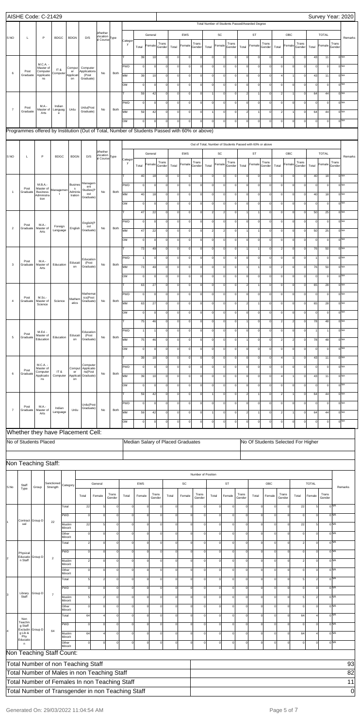AISHE Code: C-21429 | Survey Year: 2020

Total Number of Students Passed/Awarded Degree

| S NO | L | P | BDGC | BDGN | D/S | Whether Vocational Course | Type | Category | General Total | General Female | General Trans Gender | EWS Total | EWS Female | EWS Trans Gender | SC Total | SC Female | SC Trans Gender | ST Total | ST Female | ST Trans Gender | OBC Total | OBC Female | OBC Trans Gender | TOTAL Total | TOTAL Female | TOTAL Trans Gender | Remarks |
|---|---|---|---|---|---|---|---|---|---|---|---|---|---|---|---|---|---|---|---|---|---|---|---|---|---|---|---|
| 6 | Post Graduate | M.C.A. - Master of Computer Applications | IT & Computer | Computer Applications | Computer Applications (Post Graduate) | No | Both | T | 39 | 10 | 0 | 0 | 0 | 0 | 0 | 0 | 0 | 0 | 0 | 0 | 4 | 1 | 0 | 43 | 11 | 0 | NA |
| | | | | | | | | PWD | 0 | 0 | 0 | 0 | 0 | 0 | 0 | 0 | 0 | 0 | 0 | 0 | 0 | 0 | 0 | 0 | 0 | 0 | NA |
| | | | | | | | | MM | 39 | 10 | 0 | 0 | 0 | 0 | 0 | 0 | 0 | 0 | 0 | 0 | 4 | 1 | 0 | 43 | 11 | 0 | NA |
| | | | | | | | | OM | 0 | 0 | 0 | 0 | 0 | 0 | 0 | 0 | 0 | 0 | 0 | 0 | 0 | 0 | 0 | 0 | 0 | 0 | NA |
| 7 | Post Graduate | M.A.- Master of Arts | Indian Language | Urdu | Urdu(Post Graduate) | No | Both | T | 59 | 42 | 0 | 0 | 0 | 0 | 1 | 0 | 0 | 2 | 1 | 0 | 2 | 1 | 0 | 64 | 44 | 0 | NA |
| | | | | | | | | PWD | 0 | 0 | 0 | 0 | 0 | 0 | 0 | 0 | 0 | 0 | 0 | 0 | 0 | 0 | 0 | 0 | 0 | 0 | NA |
| | | | | | | | | MM | 59 | 42 | 0 | 0 | 0 | 0 | 1 | 0 | 0 | 2 | 1 | 0 | 2 | 1 | 0 | 64 | 44 | 0 | NA |
| | | | | | | | | OM | 0 | 0 | 0 | 0 | 0 | 0 | 0 | 0 | 0 | 0 | 0 | 0 | 0 | 0 | 0 | 0 | 0 | 0 | NA |

## Programmes offered by Institution (Out of Total, Number of Students Passed with 60% or above)

Out of Total, Number of Students Passed with 60% or above

| S NO | L | P | BDGC | BDGN | D/S | Whether Vocational Course | Type | Category | General Total | General Female | General Trans Gender | EWS Total | EWS Female | EWS Trans Gender | SC Total | SC Female | SC Trans Gender | ST Total | ST Female | ST Trans Gender | OBC Total | OBC Female | OBC Trans Gender | TOTAL Total | TOTAL Female | TOTAL Trans Gender | Remarks |
|---|---|---|---|---|---|---|---|---|---|---|---|---|---|---|---|---|---|---|---|---|---|---|---|---|---|---|---|
| 1 | Post Graduate | M.B.A.- Master of Business Administration | Management | Business Administration | Management Studies(Post Graduate) | No | Both | T | 40 | 18 | 0 | 0 | 0 | 0 | 0 | 0 | 0 | 0 | 0 | 0 | 0 | 0 | 0 | 40 | 18 | 0 | NA |
| | | | | | | | | PWD | 0 | 0 | 0 | 0 | 0 | 0 | 0 | 0 | 0 | 0 | 0 | 0 | 0 | 0 | 0 | 0 | 0 | 0 | NA |
| | | | | | | | | MM | 40 | 18 | 0 | 0 | 0 | 0 | 0 | 0 | 0 | 0 | 0 | 0 | 0 | 0 | 0 | 40 | 18 | 0 | NA |
| | | | | | | | | OM | 0 | 0 | 0 | 0 | 0 | 0 | 0 | 0 | 0 | 0 | 0 | 0 | 0 | 0 | 0 | 0 | 0 | 0 | NA |
| 2 | Post Graduate | M.A.- Master of Arts | Foreign Language | English | English(Post Graduate) | No | Both | T | 47 | 22 | 0 | 0 | 0 | 0 | 2 | 2 | 0 | 1 | 1 | 0 | 0 | 0 | 0 | 50 | 25 | 0 | NA |
| | | | | | | | | PWD | 0 | 0 | 0 | 0 | 0 | 0 | 0 | 0 | 0 | 0 | 0 | 0 | 0 | 0 | 0 | 0 | 0 | 0 | NA |
| | | | | | | | | MM | 47 | 22 | 0 | 0 | 0 | 0 | 2 | 2 | 0 | 1 | 1 | 0 | 0 | 0 | 0 | 50 | 25 | 0 | NA |
| | | | | | | | | OM | 0 | 0 | 0 | 0 | 0 | 0 | 0 | 0 | 0 | 0 | 0 | 0 | 0 | 0 | 0 | 0 | 0 | 0 | NA |
| 3 | Post Graduate | M.A.- Master of Arts | Education | Education | Education (Post Graduate) | No | Both | T | 73 | 49 | 0 | 0 | 0 | 0 | 0 | 0 | 0 | 1 | 1 | 0 | 2 | 0 | 0 | 76 | 50 | 0 | NA |
| | | | | | | | | PWD | 1 | 0 | 0 | 0 | 0 | 0 | 0 | 0 | 0 | 0 | 0 | 0 | 0 | 0 | 0 | 1 | 0 | 0 | NA |
| | | | | | | | | MM | 73 | 49 | 0 | 0 | 0 | 0 | 0 | 0 | 0 | 1 | 1 | 0 | 2 | 0 | 0 | 76 | 50 | 0 | NA |
| | | | | | | | | OM | 0 | 0 | 0 | 0 | 0 | 0 | 0 | 0 | 0 | 0 | 0 | 0 | 0 | 0 | 0 | 0 | 0 | 0 | NA |
| 4 | Post Graduate | M.Sc.- Master of Science | Science | Mathematics | Mathematics(Post Graduate) | No | Both | T | 63 | 27 | 0 | 0 | 0 | 0 | 0 | 0 | 0 | 2 | 1 | 0 | 0 | 0 | 0 | 65 | 28 | 0 | NA |
| | | | | | | | | PWD | 0 | 0 | 0 | 0 | 0 | 0 | 0 | 0 | 0 | 0 | 0 | 0 | 0 | 0 | 0 | 0 | 0 | 0 | NA |
| | | | | | | | | MM | 63 | 27 | 0 | 0 | 0 | 0 | 0 | 0 | 0 | 2 | 1 | 0 | 0 | 0 | 0 | 65 | 28 | 0 | NA |
| | | | | | | | | OM | 0 | 0 | 0 | 0 | 0 | 0 | 0 | 0 | 0 | 0 | 0 | 0 | 0 | 0 | 0 | 0 | 0 | 0 | NA |
| 5 | Post Graduate | M.Ed. - Master of Education | Education | Education | Education (Post Graduate) | No | Both | T | 75 | 46 | 0 | 0 | 0 | 0 | 0 | 0 | 0 | 1 | 0 | 0 | 2 | 2 | 0 | 78 | 48 | 0 | NA |
| | | | | | | | | PWD | 1 | 1 | 0 | 0 | 0 | 0 | 0 | 0 | 0 | 0 | 0 | 0 | 0 | 0 | 0 | 1 | 1 | 0 | NA |
| | | | | | | | | MM | 75 | 46 | 0 | 0 | 0 | 0 | 0 | 0 | 0 | 1 | 0 | 0 | 2 | 2 | 0 | 78 | 48 | 0 | NA |
| | | | | | | | | OM | 0 | 0 | 0 | 0 | 0 | 0 | 0 | 0 | 0 | 0 | 0 | 0 | 0 | 0 | 0 | 0 | 0 | 0 | NA |
| 6 | Post Graduate | M.C.A. - Master of Computer Applications | IT & Computer | Computer Applications | Computer Applications(Post Graduate) | No | Both | T | 39 | 10 | 0 | 0 | 0 | 0 | 0 | 0 | 0 | 0 | 0 | 0 | 4 | 1 | 0 | 43 | 11 | 0 | NA |
| | | | | | | | | PWD | 0 | 0 | 0 | 0 | 0 | 0 | 0 | 0 | 0 | 0 | 0 | 0 | 0 | 0 | 0 | 0 | 0 | 0 | NA |
| | | | | | | | | MM | 39 | 10 | 0 | 0 | 0 | 0 | 0 | 0 | 0 | 0 | 0 | 0 | 4 | 1 | 0 | 43 | 11 | 0 | NA |
| | | | | | | | | OM | 0 | 0 | 0 | 0 | 0 | 0 | 0 | 0 | 0 | 0 | 0 | 0 | 0 | 0 | 0 | 0 | 0 | 0 | NA |
| 7 | Post Graduate | M.A.- Master of Arts | Indian Language | Urdu | Urdu(Post Graduate) | No | Both | T | 59 | 42 | 0 | 0 | 0 | 0 | 1 | 0 | 0 | 2 | 1 | 0 | 2 | 1 | 0 | 64 | 44 | 0 | NA |
| | | | | | | | | PWD | 0 | 0 | 0 | 0 | 0 | 0 | 0 | 0 | 0 | 0 | 0 | 0 | 0 | 0 | 0 | 0 | 0 | 0 | NA |
| | | | | | | | | MM | 59 | 42 | 0 | 0 | 0 | 0 | 1 | 0 | 0 | 2 | 1 | 0 | 2 | 1 | 0 | 64 | 44 | 0 | NA |
| | | | | | | | | OM | 0 | 0 | 0 | 0 | 0 | 0 | 0 | 0 | 0 | 0 | 0 | 0 | 0 | 0 | 0 | 0 | 0 | 0 | NA |

## Whether they have Placement Cell:

| No of Students Placed | Median Salary of Placed Graduates | No Of Students Selected For Higher |
|---|---|---|
| | | |

## Non Teaching Staff:

Number of Position

| S.No | Staff Type | Group | Sanctioned Strength | Category | General Total | General Female | General Trans Gender | EWS Total | EWS Female | EWS Trans Gender | SC Total | SC Female | SC Trans Gender | ST Total | ST Female | ST Trans Gender | OBC Total | OBC Female | OBC Trans Gender | TOTAL Total | TOTAL Female | TOTAL Trans Gender | Remarks |
|---|---|---|---|---|---|---|---|---|---|---|---|---|---|---|---|---|---|---|---|---|---|---|---|
| 1 | Contractual | Group D | 22 | Total | 22 | 5 | 0 | 0 | 0 | 0 | 0 | 0 | 0 | 0 | 0 | 0 | 0 | 0 | 0 | 22 | 5 | 0 | NA |
| | | | | PWD | 0 | 0 | 0 | 0 | 0 | 0 | 0 | 0 | 0 | 0 | 0 | 0 | 0 | 0 | 0 | 0 | 0 | 0 | NA |
| | | | | Muslim Minority | 22 | 5 | 0 | 0 | 0 | 0 | 0 | 0 | 0 | 0 | 0 | 0 | 0 | 0 | 0 | 22 | 5 | 0 | NA |
| | | | | Other Minority | 0 | 0 | 0 | 0 | 0 | 0 | 0 | 0 | 0 | 0 | 0 | 0 | 0 | 0 | 0 | 0 | 0 | 0 | NA |
| 2 | Physical Education Staff | Group D | 2 | Total | 2 | 0 | 0 | 0 | 0 | 0 | 0 | 0 | 0 | 0 | 0 | 0 | 0 | 0 | 0 | 2 | 0 | 0 | NA |
| | | | | PWD | 0 | 0 | 0 | 0 | 0 | 0 | 0 | 0 | 0 | 0 | 0 | 0 | 0 | 0 | 0 | 0 | 0 | 0 | NA |
| | | | | Muslim Minority | 2 | 0 | 0 | 0 | 0 | 0 | 0 | 0 | 0 | 0 | 0 | 0 | 0 | 0 | 0 | 2 | 0 | 0 | NA |
| | | | | Other Minority | 0 | 0 | 0 | 0 | 0 | 0 | 0 | 0 | 0 | 0 | 0 | 0 | 0 | 0 | 0 | 0 | 0 | 0 | NA |
| 3 | Library Staff | Group D | 7 | Total | 5 | 2 | 0 | 0 | 0 | 0 | 0 | 0 | 0 | 0 | 0 | 0 | 0 | 0 | 0 | 5 | 2 | 0 | NA |
| | | | | PWD | 0 | 0 | 0 | 0 | 0 | 0 | 0 | 0 | 0 | 0 | 0 | 0 | 0 | 0 | 0 | 0 | 0 | 0 | NA |
| | | | | Muslim Minority | 5 | 2 | 0 | 0 | 0 | 0 | 0 | 0 | 0 | 0 | 0 | 0 | 0 | 0 | 0 | 5 | 2 | 0 | NA |
| | | | | Other Minority | 0 | 0 | 0 | 0 | 0 | 0 | 0 | 0 | 0 | 0 | 0 | 0 | 0 | 0 | 0 | 0 | 0 | 0 | NA |
| 4 | Non Teaching Staff Excluding Lib & Phy Education | Group D | 64 | Total | 64 | 4 | 0 | 0 | 0 | 0 | 0 | 0 | 0 | 0 | 0 | 0 | 0 | 0 | 0 | 64 | 4 | 0 | NA |
| | | | | PWD | 0 | 0 | 0 | 0 | 0 | 0 | 0 | 0 | 0 | 0 | 0 | 0 | 0 | 0 | 0 | 0 | 0 | 0 | NA |
| | | | | Muslim Minority | 64 | 4 | 0 | 0 | 0 | 0 | 0 | 0 | 0 | 0 | 0 | 0 | 0 | 0 | 0 | 64 | 4 | 0 | NA |
| | | | | Other Minority | 0 | 0 | 0 | 0 | 0 | 0 | 0 | 0 | 0 | 0 | 0 | 0 | 0 | 0 | 0 | 0 | 0 | 0 | NA |

## Non Teaching Staff Count:

| | |
|---|---|
| Total Number of non Teaching Staff | 93 |
| Total Number of Males in non Teaching Staff | 82 |
| Total Number of Females In non Teaching Staff | 11 |
| Total Number of Transgender in non Teaching Staff | 0 |

Generated On: 29/03/2022 11:04:54 AM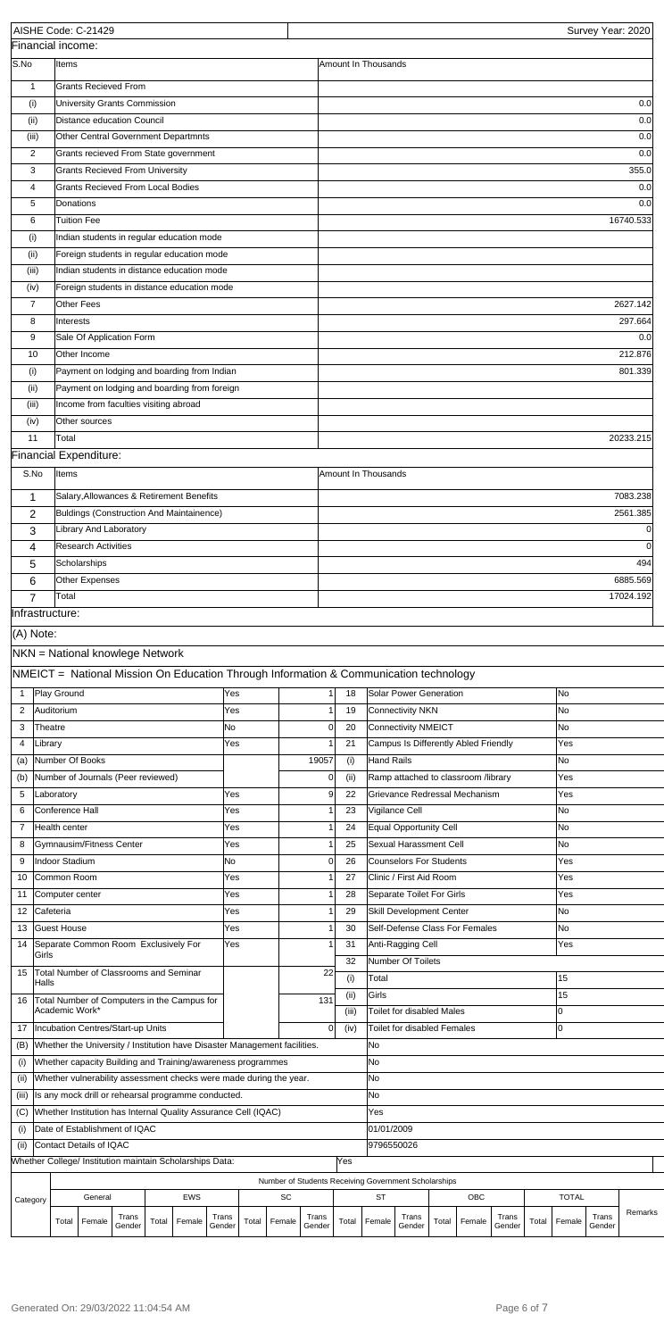AISHE Code: C-21429 | Survey Year: 2020

## Financial income:

| S.No | Items | Amount In Thousands |
|---|---|---|
| 1 | Grants Recieved From | |
| (i) | University Grants Commission | 0.0 |
| (ii) | Distance education Council | 0.0 |
| (iii) | Other Central Government Departmnts | 0.0 |
| 2 | Grants recieved From State government | 0.0 |
| 3 | Grants Recieved From University | 355.0 |
| 4 | Grants Recieved From Local Bodies | 0.0 |
| 5 | Donations | 0.0 |
| 6 | Tuition Fee | 16740.533 |
| (i) | Indian students in regular education mode | |
| (ii) | Foreign students in regular education mode | |
| (iii) | Indian students in distance education mode | |
| (iv) | Foreign students in distance education mode | |
| 7 | Other Fees | 2627.142 |
| 8 | Interests | 297.664 |
| 9 | Sale Of Application Form | 0.0 |
| 10 | Other Income | 212.876 |
| (i) | Payment on lodging and boarding from Indian | 801.339 |
| (ii) | Payment on lodging and boarding from foreign | |
| (iii) | Income from faculties visiting abroad | |
| (iv) | Other sources | |
| 11 | Total | 20233.215 |

## Financial Expenditure:

| S.No | Items | Amount In Thousands |
|---|---|---|
| 1 | Salary,Allowances & Retirement Benefits | 7083.238 |
| 2 | Buldings (Construction And Maintainence) | 2561.385 |
| 3 | Library And Laboratory | 0 |
| 4 | Research Activities | 0 |
| 5 | Scholarships | 494 |
| 6 | Other Expenses | 6885.569 |
| 7 | Total | 17024.192 |

## Infrastructure:

(A) Note:

NKN = National knowlege Network

NMEICT = National Mission On Education Through Information & Communication technology

| | | | | | | |
|---|---|---|---|---|---|---|
| 1 | Play Ground | Yes | 1 | 18 | Solar Power Generation | No |
| 2 | Auditorium | Yes | 1 | 19 | Connectivity NKN | No |
| 3 | Theatre | No | 0 | 20 | Connectivity NMEICT | No |
| 4 | Library | Yes | 1 | 21 | Campus Is Differently Abled Friendly | Yes |
| (a) | Number Of Books | | 19057 | (i) | Hand Rails | No |
| (b) | Number of Journals (Peer reviewed) | | 0 | (ii) | Ramp attached to classroom /library | Yes |
| 5 | Laboratory | Yes | 9 | 22 | Grievance Redressal Mechanism | Yes |
| 6 | Conference Hall | Yes | 1 | 23 | Vigilance Cell | No |
| 7 | Health center | Yes | 1 | 24 | Equal Opportunity Cell | No |
| 8 | Gymnausim/Fitness Center | Yes | 1 | 25 | Sexual Harassment Cell | No |
| 9 | Indoor Stadium | No | 0 | 26 | Counselors For Students | Yes |
| 10 | Common Room | Yes | 1 | 27 | Clinic / First Aid Room | Yes |
| 11 | Computer center | Yes | 1 | 28 | Separate Toilet For Girls | Yes |
| 12 | Cafeteria | Yes | 1 | 29 | Skill Development Center | No |
| 13 | Guest House | Yes | 1 | 30 | Self-Defense Class For Females | No |
| 14 | Separate Common Room Exclusively For Girls | Yes | 1 | 31 | Anti-Ragging Cell | Yes |
| | | | | 32 | Number Of Toilets | |
| 15 | Total Number of Classrooms and Seminar Halls | | 22 | (i) | Total | 15 |
| 16 | Total Number of Computers in the Campus for Academic Work* | | 131 | (ii) | Girls | 15 |
| | | | | (iii) | Toilet for disabled Males | 0 |
| 17 | Incubation Centres/Start-up Units | | 0 | (iv) | Toilet for disabled Females | 0 |

| | | |
|---|---|---|
| (B) | Whether the University / Institution have Disaster Management facilities. | No |
| (i) | Whether capacity Building and Training/awareness programmes | No |
| (ii) | Whether vulnerability assessment checks were made during the year. | No |
| (iii) | Is any mock drill or rehearsal programme conducted. | No |
| (C) | Whether Institution has Internal Quality Assurance Cell (IQAC) | Yes |
| (i) | Date of Establishment of IQAC | 01/01/2009 |
| (ii) | Contact Details of IQAC | 9796550026 |

Whether College/ Institution maintain Scholarships Data: Yes

Number of Students Receiving Government Scholarships

| Category | General | | | EWS | | | SC | | | ST | | | OBC | | | TOTAL | | | Remarks |
|---|---|---|---|---|---|---|---|---|---|---|---|---|---|---|---|---|---|---|---|
| | Total | Female | Trans Gender | Total | Female | Trans Gender | Total | Female | Trans Gender | Total | Female | Trans Gender | Total | Female | Trans Gender | Total | Female | Trans Gender | |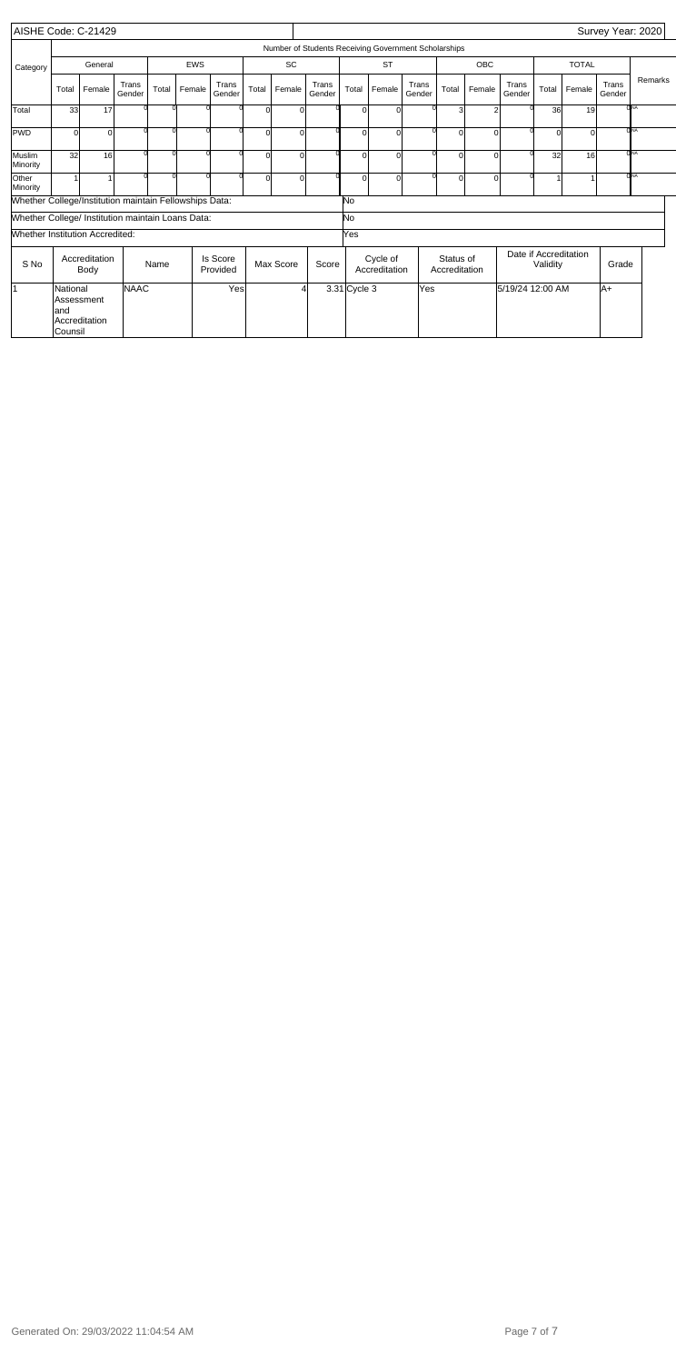AISHE Code: C-21429 | Survey Year: 2020

| Category | Number of Students Receiving Government Scholarships | | | | | | | | | | | | | | | | | | Remarks |
|---|---|---|---|---|---|---|---|---|---|---|---|---|---|---|---|---|---|---|---|
| | General | | | EWS | | | SC | | | ST | | | OBC | | | TOTAL | | | |
| | Total | Female | Trans Gender | Total | Female | Trans Gender | Total | Female | Trans Gender | Total | Female | Trans Gender | Total | Female | Trans Gender | Total | Female | Trans Gender | |
| Total | 33 | 17 | 0 | 0 | 0 | 0 | 0 | 0 | 0 | 0 | 0 | 0 | 3 | 2 | 0 | 36 | 19 | 0 | NA |
| PWD | 0 | 0 | 0 | 0 | 0 | 0 | 0 | 0 | 0 | 0 | 0 | 0 | 0 | 0 | 0 | 0 | 0 | 0 | NA |
| Muslim Minority | 32 | 16 | 0 | 0 | 0 | 0 | 0 | 0 | 0 | 0 | 0 | 0 | 0 | 0 | 0 | 32 | 16 | 0 | NA |
| Other Minority | 1 | 1 | 0 | 0 | 0 | 0 | 0 | 0 | 0 | 0 | 0 | 0 | 0 | 0 | 0 | 1 | 1 | 0 | NA |

| | |
|---|---|
| Whether College/Institution maintain Fellowships Data: | No |
| Whether College/ Institution maintain Loans Data: | No |
| Whether Institution Accredited: | Yes |

| S No | Accreditation Body | Name | Is Score Provided | Max Score | Score | Cycle of Accreditation | Status of Accreditation | Date if Accreditation Validity | Grade |
|---|---|---|---|---|---|---|---|---|---|
| 1 | National Assessment and Accreditation Counsil | NAAC | Yes | 4 | 3.31 | Cycle 3 | Yes | 5/19/24 12:00 AM | A+ |

Generated On: 29/03/2022 11:04:54 AM